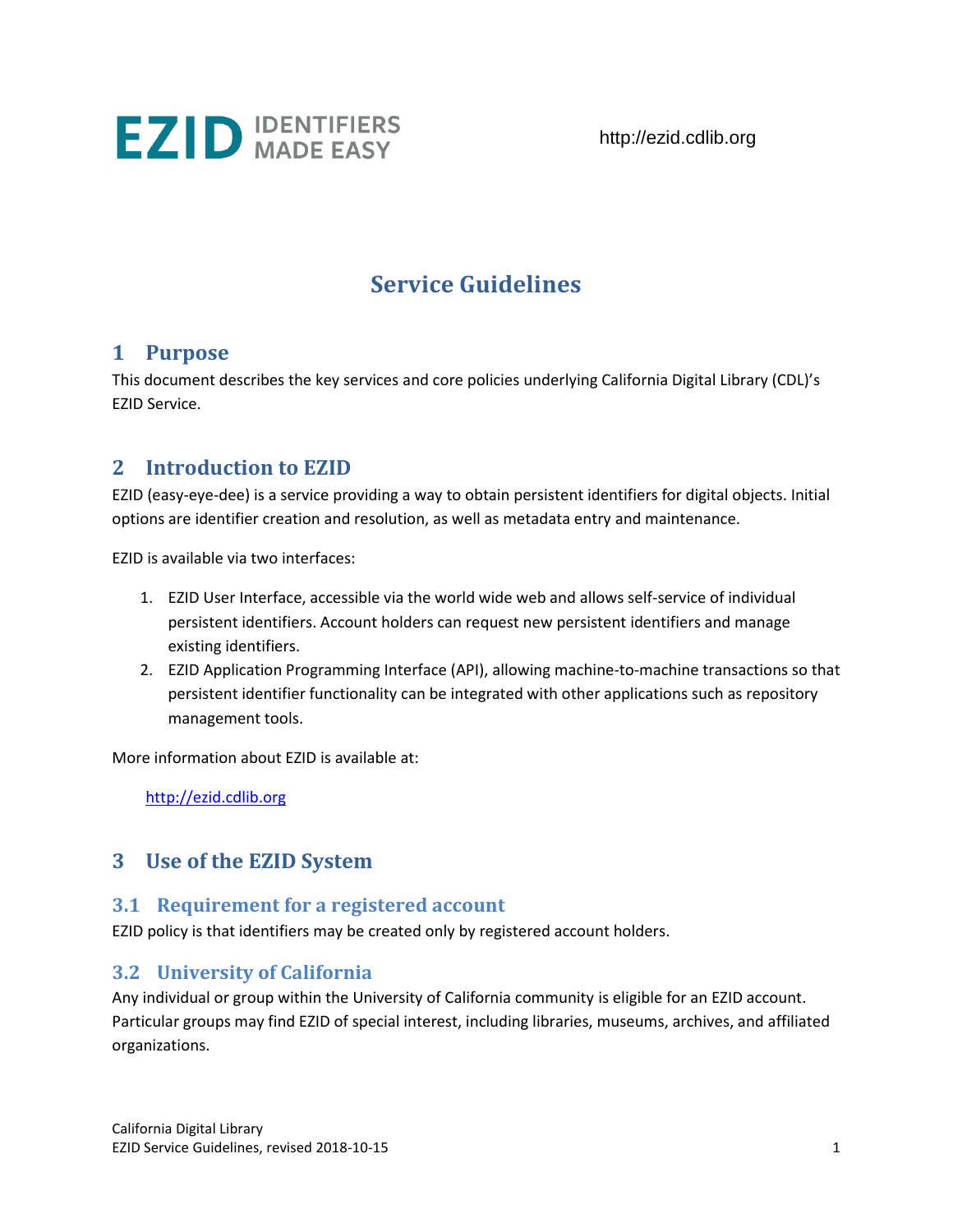# EZID IDENTIFIERS MADE EASY

http://ezid.cdlib.org

# Service Guidelines

## 1 Purpose

This document describes the key services and core policies underlying California Digital Library (CDL)'s EZID Service.

## 2 Introduction to EZID

EZID (easy-eye-dee) is a service providing a way to obtain persistent identifiers for digital objects. Initial options are identifier creation and resolution, as well as metadata entry and maintenance.

EZID is available via two interfaces:

1. EZID User Interface, accessible via the world wide web and allows self-service of individual persistent identifiers. Account holders can request new persistent identifiers and manage existing identifiers.
2. EZID Application Programming Interface (API), allowing machine-to-machine transactions so that persistent identifier functionality can be integrated with other applications such as repository management tools.

More information about EZID is available at:

[http://ezid.cdlib.org](http://ezid.cdlib.org)

## 3 Use of the EZID System

### 3.1 Requirement for a registered account

EZID policy is that identifiers may be created only by registered account holders.

### 3.2 University of California

Any individual or group within the University of California community is eligible for an EZID account. Particular groups may find EZID of special interest, including libraries, museums, archives, and affiliated organizations.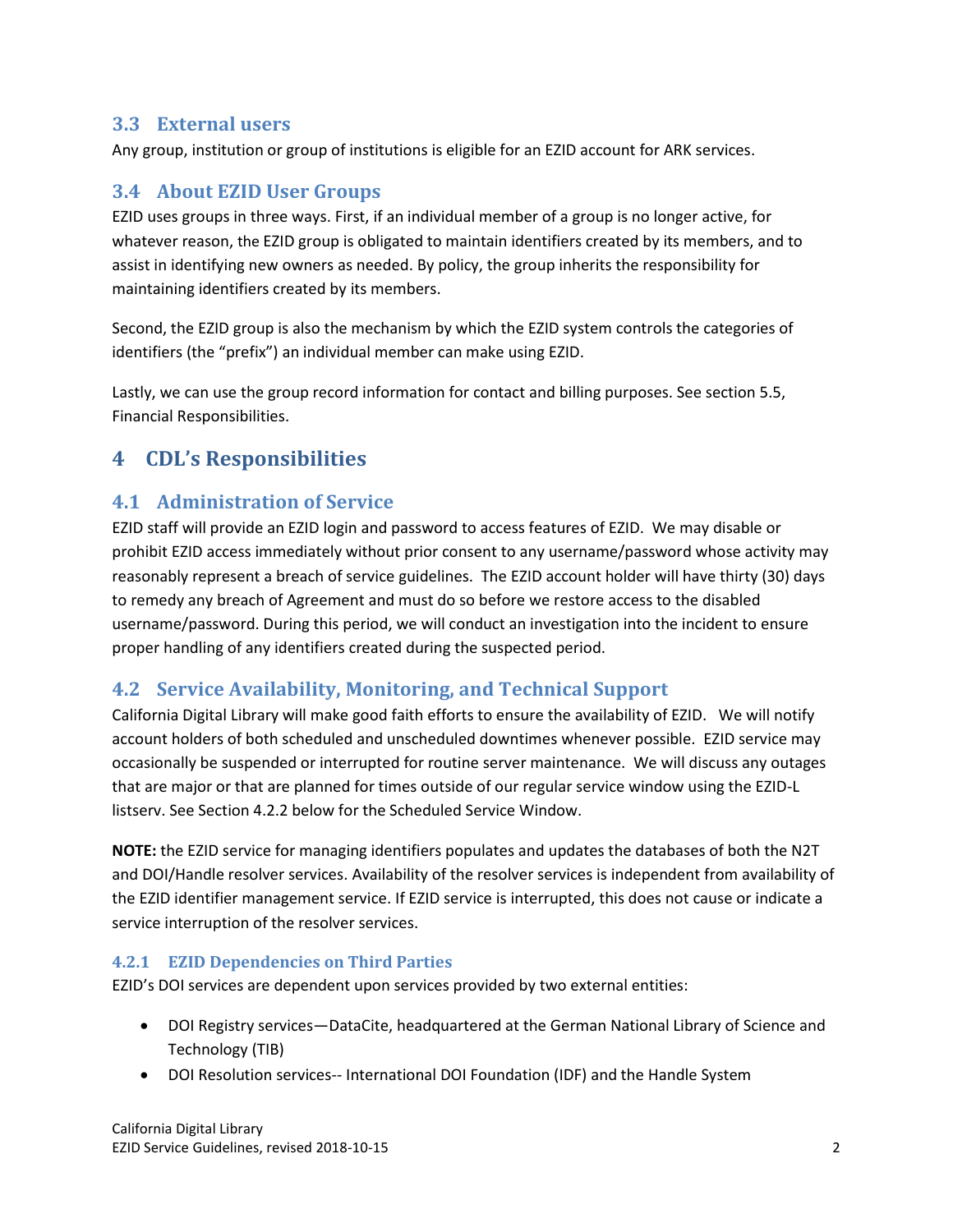### 3.3 External users

Any group, institution or group of institutions is eligible for an EZID account for ARK services.

### 3.4 About EZID User Groups

EZID uses groups in three ways. First, if an individual member of a group is no longer active, for whatever reason, the EZID group is obligated to maintain identifiers created by its members, and to assist in identifying new owners as needed. By policy, the group inherits the responsibility for maintaining identifiers created by its members.

Second, the EZID group is also the mechanism by which the EZID system controls the categories of identifiers (the "prefix") an individual member can make using EZID.

Lastly, we can use the group record information for contact and billing purposes. See section 5.5, Financial Responsibilities.

## 4 CDL's Responsibilities

### 4.1 Administration of Service

EZID staff will provide an EZID login and password to access features of EZID. We may disable or prohibit EZID access immediately without prior consent to any username/password whose activity may reasonably represent a breach of service guidelines. The EZID account holder will have thirty (30) days to remedy any breach of Agreement and must do so before we restore access to the disabled username/password. During this period, we will conduct an investigation into the incident to ensure proper handling of any identifiers created during the suspected period.

### 4.2 Service Availability, Monitoring, and Technical Support

California Digital Library will make good faith efforts to ensure the availability of EZID. We will notify account holders of both scheduled and unscheduled downtimes whenever possible. EZID service may occasionally be suspended or interrupted for routine server maintenance. We will discuss any outages that are major or that are planned for times outside of our regular service window using the EZID-L listserv. See Section 4.2.2 below for the Scheduled Service Window.

**NOTE:** the EZID service for managing identifiers populates and updates the databases of both the N2T and DOI/Handle resolver services. Availability of the resolver services is independent from availability of the EZID identifier management service. If EZID service is interrupted, this does not cause or indicate a service interruption of the resolver services.

#### 4.2.1 EZID Dependencies on Third Parties

EZID's DOI services are dependent upon services provided by two external entities:

- DOI Registry services—DataCite, headquartered at the German National Library of Science and Technology (TIB)
- DOI Resolution services-- International DOI Foundation (IDF) and the Handle System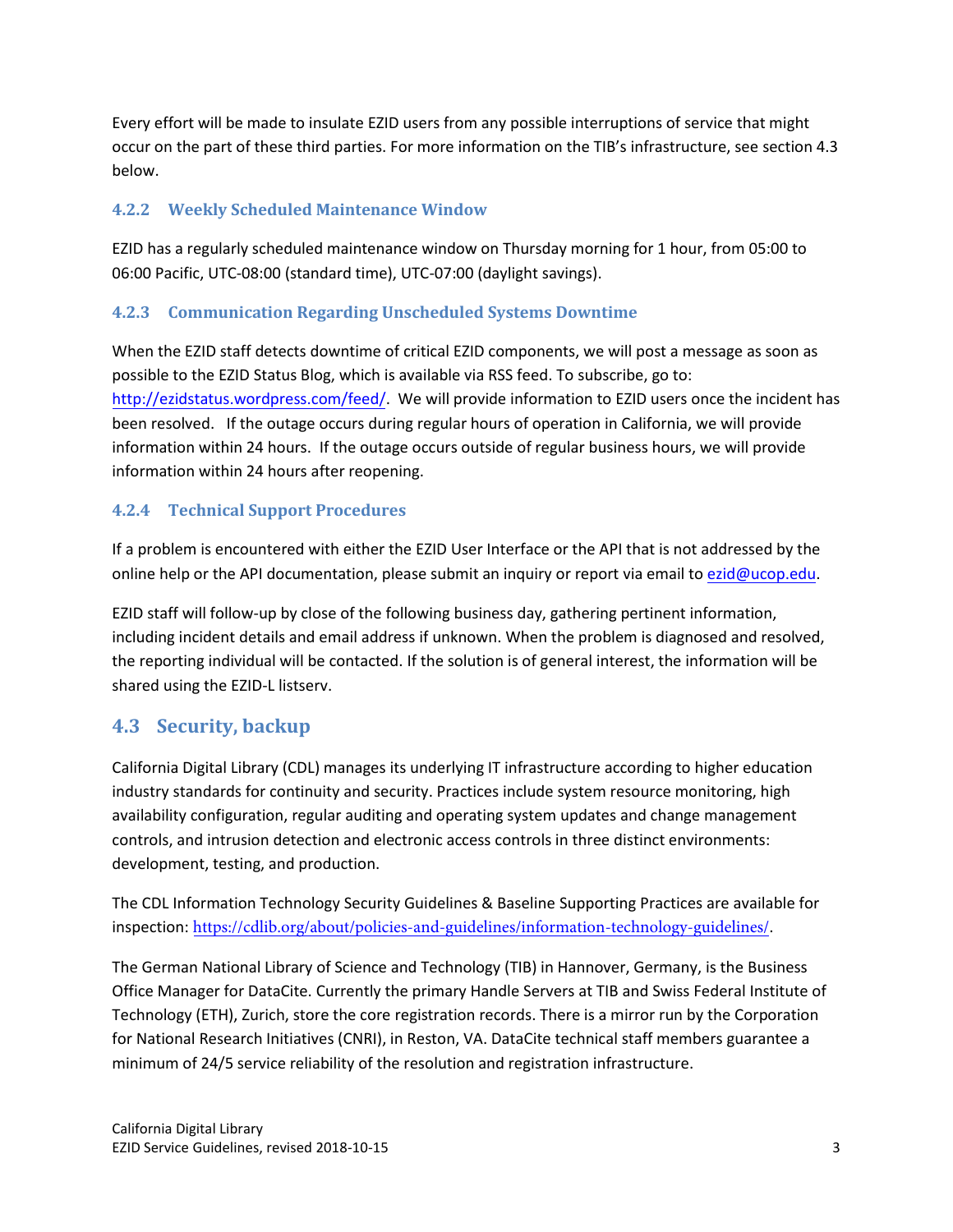Every effort will be made to insulate EZID users from any possible interruptions of service that might occur on the part of these third parties. For more information on the TIB's infrastructure, see section 4.3 below.

### 4.2.2 Weekly Scheduled Maintenance Window

EZID has a regularly scheduled maintenance window on Thursday morning for 1 hour, from 05:00 to 06:00 Pacific, UTC-08:00 (standard time), UTC-07:00 (daylight savings).

### 4.2.3 Communication Regarding Unscheduled Systems Downtime

When the EZID staff detects downtime of critical EZID components, we will post a message as soon as possible to the EZID Status Blog, which is available via RSS feed. To subscribe, go to: http://ezidstatus.wordpress.com/feed/. We will provide information to EZID users once the incident has been resolved. If the outage occurs during regular hours of operation in California, we will provide information within 24 hours. If the outage occurs outside of regular business hours, we will provide information within 24 hours after reopening.

### 4.2.4 Technical Support Procedures

If a problem is encountered with either the EZID User Interface or the API that is not addressed by the online help or the API documentation, please submit an inquiry or report via email to ezid@ucop.edu.

EZID staff will follow-up by close of the following business day, gathering pertinent information, including incident details and email address if unknown. When the problem is diagnosed and resolved, the reporting individual will be contacted. If the solution is of general interest, the information will be shared using the EZID-L listserv.

## 4.3 Security, backup

California Digital Library (CDL) manages its underlying IT infrastructure according to higher education industry standards for continuity and security. Practices include system resource monitoring, high availability configuration, regular auditing and operating system updates and change management controls, and intrusion detection and electronic access controls in three distinct environments: development, testing, and production.

The CDL Information Technology Security Guidelines & Baseline Supporting Practices are available for inspection: https://cdlib.org/about/policies-and-guidelines/information-technology-guidelines/.

The German National Library of Science and Technology (TIB) in Hannover, Germany, is the Business Office Manager for DataCite. Currently the primary Handle Servers at TIB and Swiss Federal Institute of Technology (ETH), Zurich, store the core registration records. There is a mirror run by the Corporation for National Research Initiatives (CNRI), in Reston, VA. DataCite technical staff members guarantee a minimum of 24/5 service reliability of the resolution and registration infrastructure.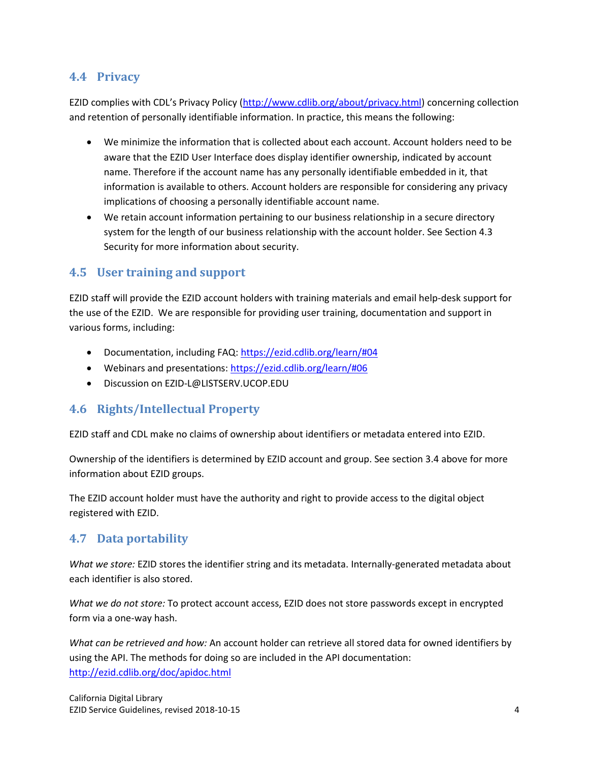## 4.4 Privacy

EZID complies with CDL's Privacy Policy (http://www.cdlib.org/about/privacy.html) concerning collection and retention of personally identifiable information. In practice, this means the following:

- We minimize the information that is collected about each account. Account holders need to be aware that the EZID User Interface does display identifier ownership, indicated by account name. Therefore if the account name has any personally identifiable embedded in it, that information is available to others. Account holders are responsible for considering any privacy implications of choosing a personally identifiable account name.
- We retain account information pertaining to our business relationship in a secure directory system for the length of our business relationship with the account holder. See Section 4.3 Security for more information about security.

## 4.5 User training and support

EZID staff will provide the EZID account holders with training materials and email help-desk support for the use of the EZID. We are responsible for providing user training, documentation and support in various forms, including:

- Documentation, including FAQ: https://ezid.cdlib.org/learn/#04
- Webinars and presentations: https://ezid.cdlib.org/learn/#06
- Discussion on EZID-L@LISTSERV.UCOP.EDU

## 4.6 Rights/Intellectual Property

EZID staff and CDL make no claims of ownership about identifiers or metadata entered into EZID.

Ownership of the identifiers is determined by EZID account and group. See section 3.4 above for more information about EZID groups.

The EZID account holder must have the authority and right to provide access to the digital object registered with EZID.

## 4.7 Data portability

*What we store:* EZID stores the identifier string and its metadata. Internally-generated metadata about each identifier is also stored.

*What we do not store:* To protect account access, EZID does not store passwords except in encrypted form via a one-way hash.

*What can be retrieved and how:* An account holder can retrieve all stored data for owned identifiers by using the API. The methods for doing so are included in the API documentation: http://ezid.cdlib.org/doc/apidoc.html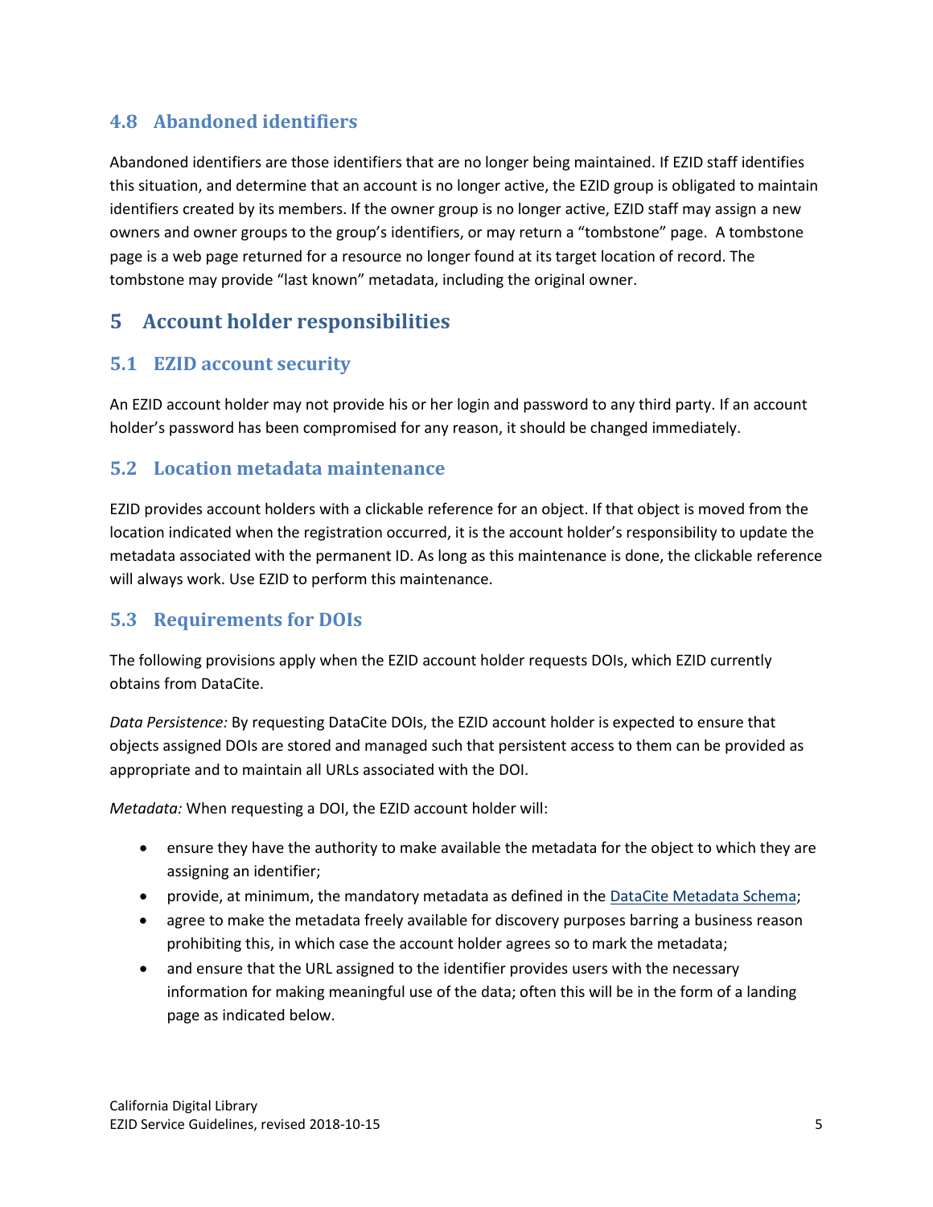### 4.8 Abandoned identifiers

Abandoned identifiers are those identifiers that are no longer being maintained. If EZID staff identifies this situation, and determine that an account is no longer active, the EZID group is obligated to maintain identifiers created by its members. If the owner group is no longer active, EZID staff may assign a new owners and owner groups to the group's identifiers, or may return a "tombstone" page.  A tombstone page is a web page returned for a resource no longer found at its target location of record. The tombstone may provide "last known" metadata, including the original owner.

## 5 Account holder responsibilities

### 5.1 EZID account security

An EZID account holder may not provide his or her login and password to any third party. If an account holder's password has been compromised for any reason, it should be changed immediately.

### 5.2 Location metadata maintenance

EZID provides account holders with a clickable reference for an object. If that object is moved from the location indicated when the registration occurred, it is the account holder's responsibility to update the metadata associated with the permanent ID. As long as this maintenance is done, the clickable reference will always work. Use EZID to perform this maintenance.

### 5.3 Requirements for DOIs

The following provisions apply when the EZID account holder requests DOIs, which EZID currently obtains from DataCite.

*Data Persistence:* By requesting DataCite DOIs, the EZID account holder is expected to ensure that objects assigned DOIs are stored and managed such that persistent access to them can be provided as appropriate and to maintain all URLs associated with the DOI.

*Metadata:* When requesting a DOI, the EZID account holder will:

- ensure they have the authority to make available the metadata for the object to which they are assigning an identifier;
- provide, at minimum, the mandatory metadata as defined in the DataCite Metadata Schema;
- agree to make the metadata freely available for discovery purposes barring a business reason prohibiting this, in which case the account holder agrees so to mark the metadata;
- and ensure that the URL assigned to the identifier provides users with the necessary information for making meaningful use of the data; often this will be in the form of a landing page as indicated below.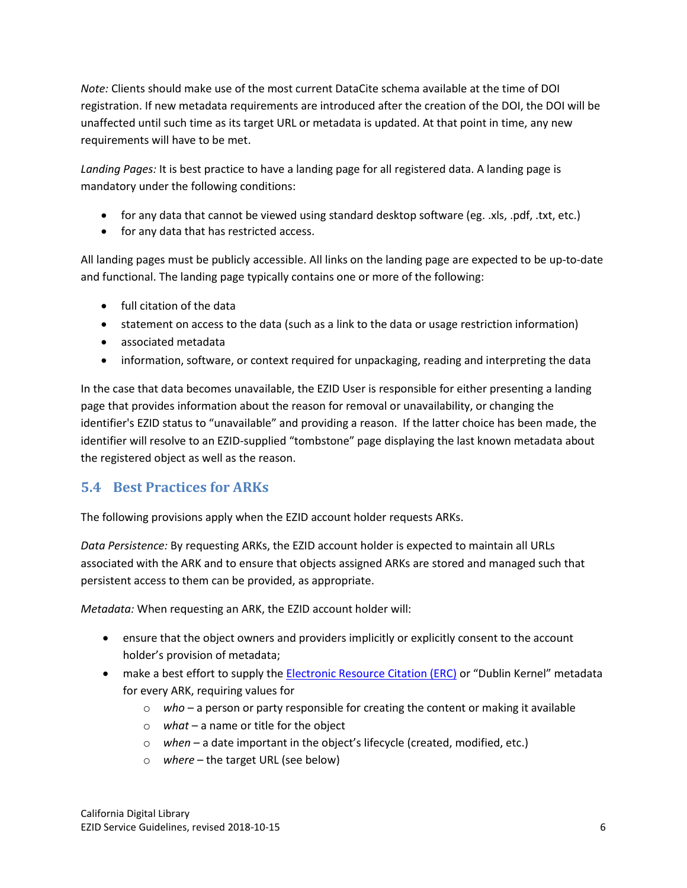*Note:* Clients should make use of the most current DataCite schema available at the time of DOI registration. If new metadata requirements are introduced after the creation of the DOI, the DOI will be unaffected until such time as its target URL or metadata is updated. At that point in time, any new requirements will have to be met.

*Landing Pages:* It is best practice to have a landing page for all registered data. A landing page is mandatory under the following conditions:

- for any data that cannot be viewed using standard desktop software (eg. .xls, .pdf, .txt, etc.)
- for any data that has restricted access.

All landing pages must be publicly accessible. All links on the landing page are expected to be up-to-date and functional. The landing page typically contains one or more of the following:

- full citation of the data
- statement on access to the data (such as a link to the data or usage restriction information)
- associated metadata
- information, software, or context required for unpackaging, reading and interpreting the data

In the case that data becomes unavailable, the EZID User is responsible for either presenting a landing page that provides information about the reason for removal or unavailability, or changing the identifier's EZID status to "unavailable" and providing a reason. If the latter choice has been made, the identifier will resolve to an EZID-supplied "tombstone" page displaying the last known metadata about the registered object as well as the reason.

## 5.4 Best Practices for ARKs

The following provisions apply when the EZID account holder requests ARKs.

*Data Persistence:* By requesting ARKs, the EZID account holder is expected to maintain all URLs associated with the ARK and to ensure that objects assigned ARKs are stored and managed such that persistent access to them can be provided, as appropriate.

*Metadata:* When requesting an ARK, the EZID account holder will:

- ensure that the object owners and providers implicitly or explicitly consent to the account holder's provision of metadata;
- make a best effort to supply the Electronic Resource Citation (ERC) or "Dublin Kernel" metadata for every ARK, requiring values for
  - *who* – a person or party responsible for creating the content or making it available
  - *what* – a name or title for the object
  - *when* – a date important in the object's lifecycle (created, modified, etc.)
  - *where* – the target URL (see below)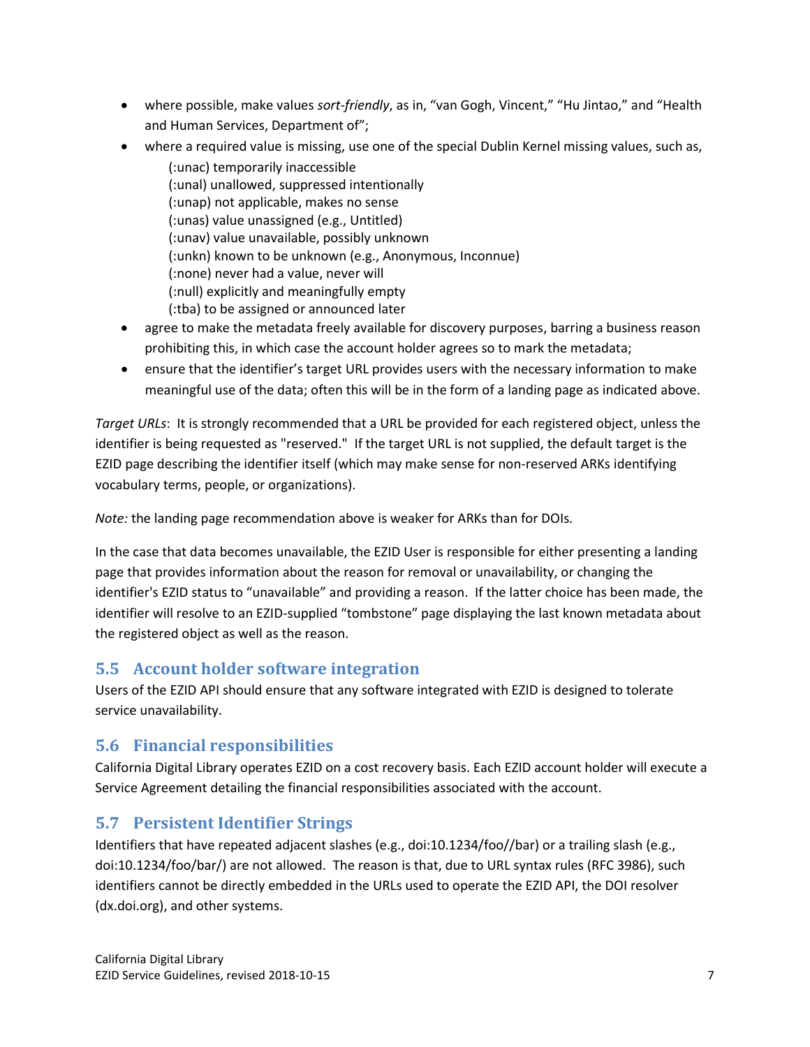- where possible, make values *sort-friendly*, as in, “van Gogh, Vincent,” “Hu Jintao,” and “Health and Human Services, Department of”;
- where a required value is missing, use one of the special Dublin Kernel missing values, such as,
  - (:unac) temporarily inaccessible
  - (:unal) unallowed, suppressed intentionally
  - (:unap) not applicable, makes no sense
  - (:unas) value unassigned (e.g., Untitled)
  - (:unav) value unavailable, possibly unknown
  - (:unkn) known to be unknown (e.g., Anonymous, Inconnue)
  - (:none) never had a value, never will
  - (:null) explicitly and meaningfully empty
  - (:tba) to be assigned or announced later
- agree to make the metadata freely available for discovery purposes, barring a business reason prohibiting this, in which case the account holder agrees so to mark the metadata;
- ensure that the identifier’s target URL provides users with the necessary information to make meaningful use of the data; often this will be in the form of a landing page as indicated above.

*Target URLs*: It is strongly recommended that a URL be provided for each registered object, unless the identifier is being requested as "reserved." If the target URL is not supplied, the default target is the EZID page describing the identifier itself (which may make sense for non-reserved ARKs identifying vocabulary terms, people, or organizations).

*Note:* the landing page recommendation above is weaker for ARKs than for DOIs.

In the case that data becomes unavailable, the EZID User is responsible for either presenting a landing page that provides information about the reason for removal or unavailability, or changing the identifier's EZID status to “unavailable” and providing a reason. If the latter choice has been made, the identifier will resolve to an EZID-supplied “tombstone” page displaying the last known metadata about the registered object as well as the reason.

## 5.5 Account holder software integration

Users of the EZID API should ensure that any software integrated with EZID is designed to tolerate service unavailability.

## 5.6 Financial responsibilities

California Digital Library operates EZID on a cost recovery basis. Each EZID account holder will execute a Service Agreement detailing the financial responsibilities associated with the account.

## 5.7 Persistent Identifier Strings

Identifiers that have repeated adjacent slashes (e.g., doi:10.1234/foo//bar) or a trailing slash (e.g., doi:10.1234/foo/bar/) are not allowed. The reason is that, due to URL syntax rules (RFC 3986), such identifiers cannot be directly embedded in the URLs used to operate the EZID API, the DOI resolver (dx.doi.org), and other systems.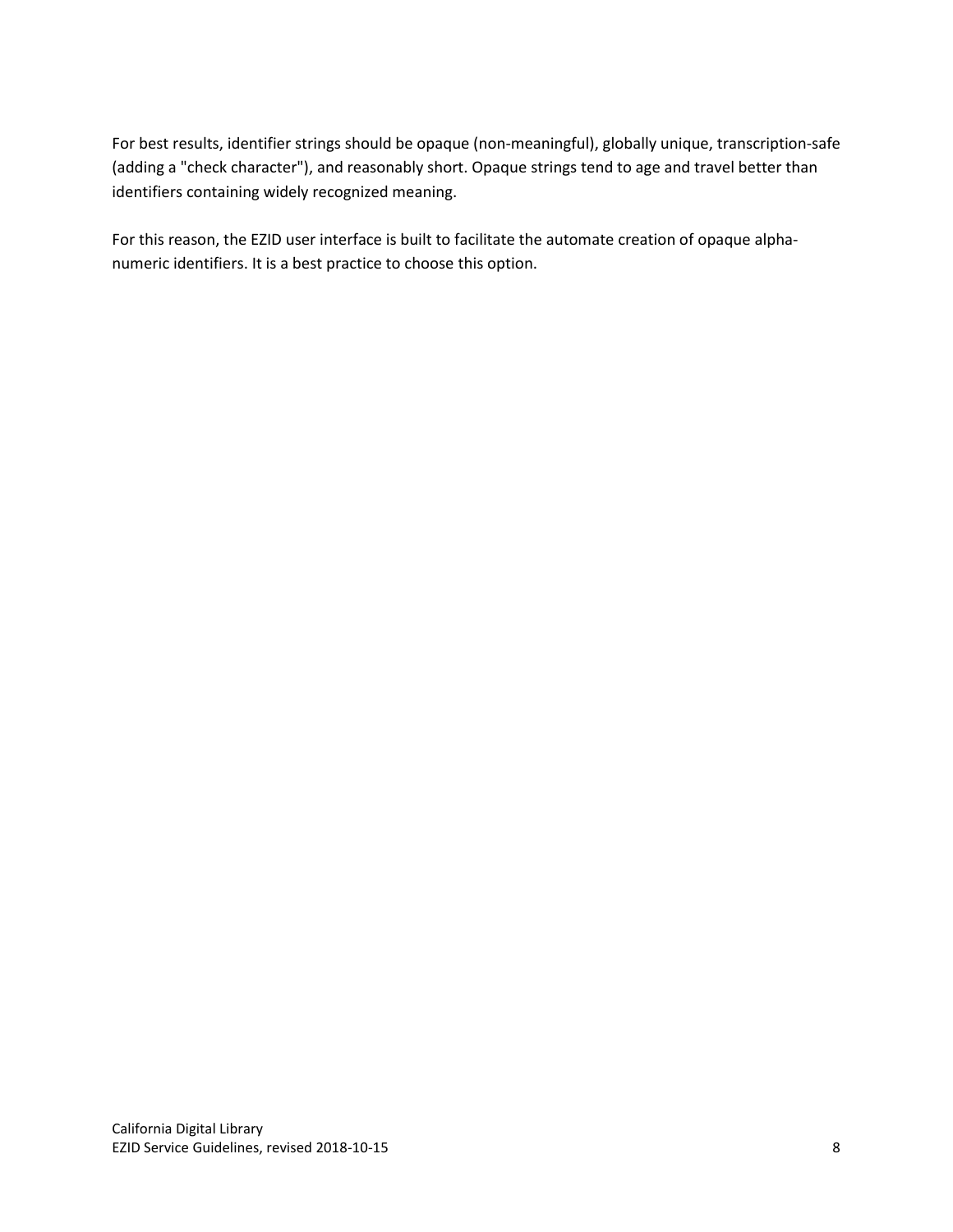For best results, identifier strings should be opaque (non-meaningful), globally unique, transcription-safe (adding a "check character"), and reasonably short. Opaque strings tend to age and travel better than identifiers containing widely recognized meaning.

For this reason, the EZID user interface is built to facilitate the automate creation of opaque alpha-numeric identifiers. It is a best practice to choose this option.